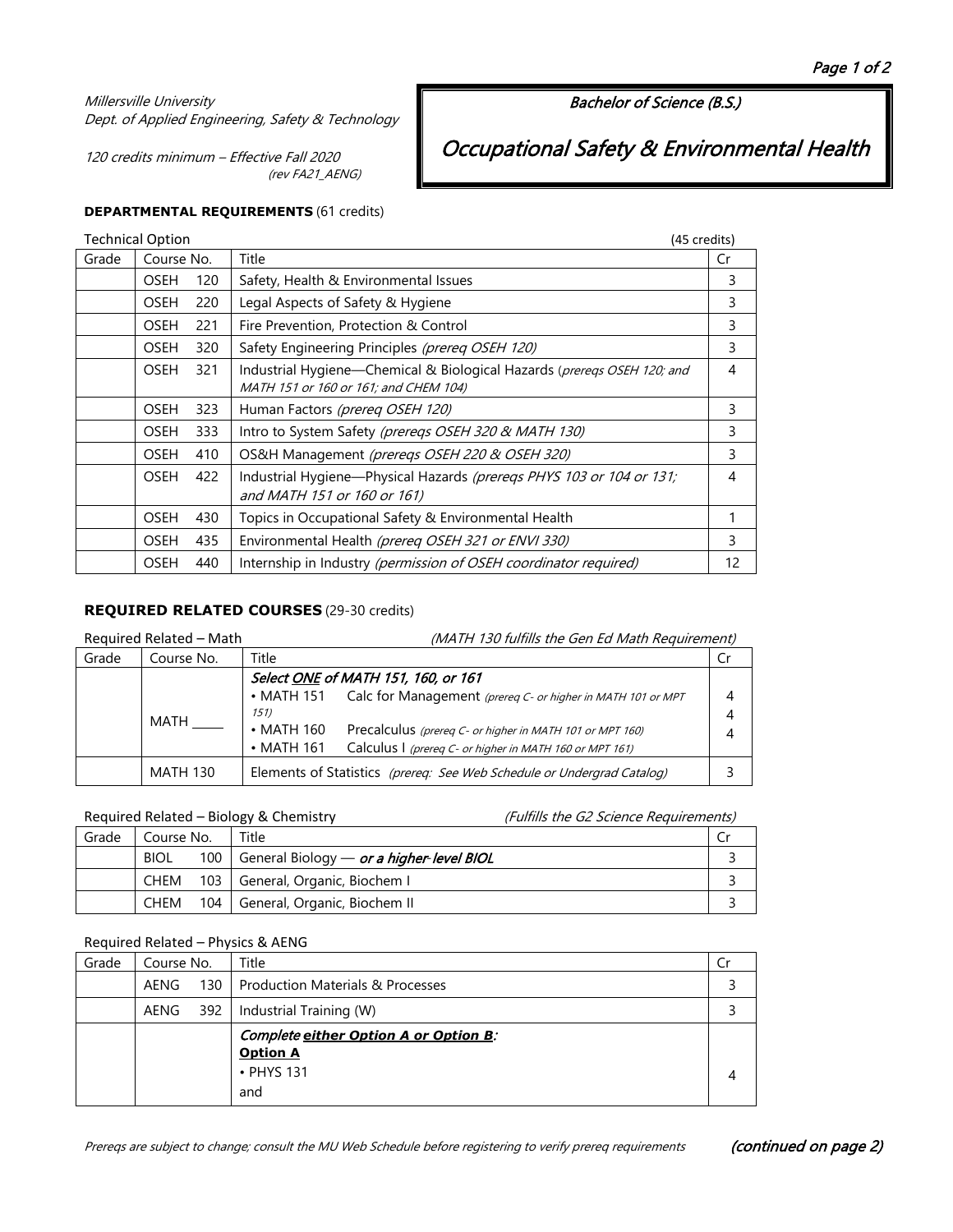*Millersville University*
*Dept. of Applied Engineering, Safety & Technology*

*120 credits minimum – Effective Fall 2020*
*(rev FA21_AENG)*

*Bachelor of Science (B.S.)*

# *Occupational Safety & Environmental Health*

**DEPARTMENTAL REQUIREMENTS** (61 credits)

Technical Option (45 credits)

| Grade | Course No. | Title | Cr |
|---|---|---|---|
| | OSEH 120 | Safety, Health & Environmental Issues | 3 |
| | OSEH 220 | Legal Aspects of Safety & Hygiene | 3 |
| | OSEH 221 | Fire Prevention, Protection & Control | 3 |
| | OSEH 320 | Safety Engineering Principles *(prereq OSEH 120)* | 3 |
| | OSEH 321 | Industrial Hygiene—Chemical & Biological Hazards (*prereqs OSEH 120; and MATH 151 or 160 or 161; and CHEM 104)* | 4 |
| | OSEH 323 | Human Factors *(prereq OSEH 120)* | 3 |
| | OSEH 333 | Intro to System Safety *(prereqs OSEH 320 & MATH 130)* | 3 |
| | OSEH 410 | OS&H Management *(prereqs OSEH 220 & OSEH 320)* | 3 |
| | OSEH 422 | Industrial Hygiene—Physical Hazards *(prereqs PHYS 103 or 104 or 131; and MATH 151 or 160 or 161)* | 4 |
| | OSEH 430 | Topics in Occupational Safety & Environmental Health | 1 |
| | OSEH 435 | Environmental Health *(prereq OSEH 321 or ENVI 330)* | 3 |
| | OSEH 440 | Internship in Industry *(permission of OSEH coordinator required)* | 12 |

**REQUIRED RELATED COURSES** (29-30 credits)

Required Related – Math *(MATH 130 fulfills the Gen Ed Math Requirement)*

| Grade | Course No. | Title | Cr |
|---|---|---|---|
| | MATH ____ | ***Select ONE of MATH 151, 160, or 161***<br>• MATH 151 Calc for Management *(prereq C- or higher in MATH 101 or MPT 151)*<br>• MATH 160 Precalculus *(prereq C- or higher in MATH 101 or MPT 160)*<br>• MATH 161 Calculus I *(prereq C- or higher in MATH 160 or MPT 161)* | 4<br>4<br>4 |
| | MATH 130 | Elements of Statistics *(prereq: See Web Schedule or Undergrad Catalog)* | 3 |

Required Related – Biology & Chemistry *(Fulfills the G2 Science Requirements)*

| Grade | Course No. | Title | Cr |
|---|---|---|---|
| | BIOL 100 | General Biology — ***or a higher-level BIOL*** | 3 |
| | CHEM 103 | General, Organic, Biochem I | 3 |
| | CHEM 104 | General, Organic, Biochem II | 3 |

Required Related – Physics & AENG

| Grade | Course No. | Title | Cr |
|---|---|---|---|
| | AENG 130 | Production Materials & Processes | 3 |
| | AENG 392 | Industrial Training (W) | 3 |
| | | ***Complete either Option A or Option B:***<br>**Option A**<br>• PHYS 131<br>and | 4 |

*Prereqs are subject to change; consult the MU Web Schedule before registering to verify prereq requirements*

***(continued on page 2)***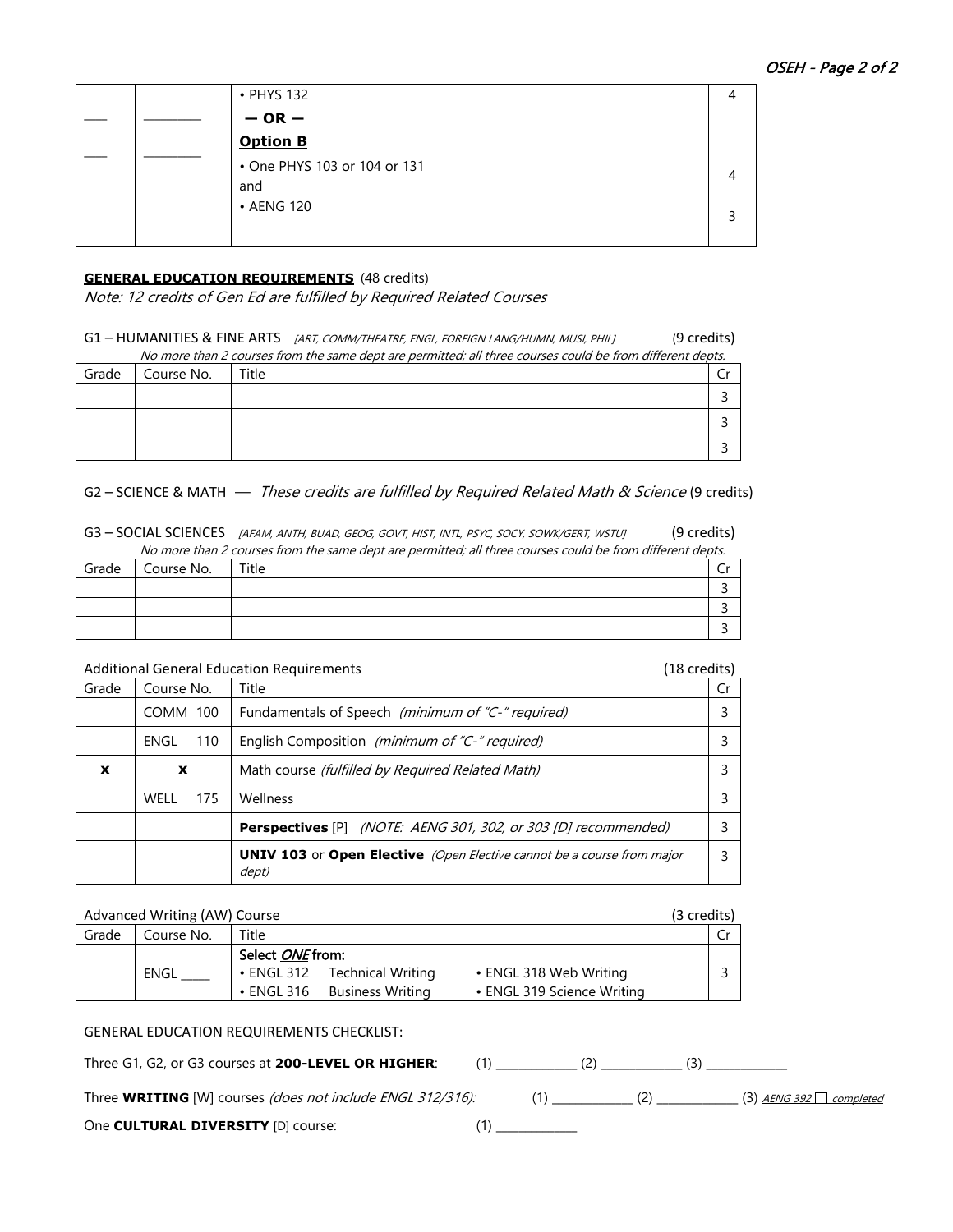| | | | |
|---|---|---|---|
| ___ | ________ | • PHYS 132 | 4 |
| | | **— OR —** | |
| ___ | ________ | **Option B** | |
| | | • One PHYS 103 or 104 or 131 and | 4 |
| | | • AENG 120 | 3 |

**GENERAL EDUCATION REQUIREMENTS** (48 credits)

*Note: 12 credits of Gen Ed are fulfilled by Required Related Courses*

G1 – HUMANITIES & FINE ARTS *[ART, COMM/THEATRE, ENGL, FOREIGN LANG/HUMN, MUSI, PHIL]* (9 credits)

*No more than 2 courses from the same dept are permitted; all three courses could be from different depts.*

| Grade | Course No. | Title | Cr |
|---|---|---|---|
| | | | 3 |
| | | | 3 |
| | | | 3 |

G2 – SCIENCE & MATH — *These credits are fulfilled by Required Related Math & Science* (9 credits)

G3 – SOCIAL SCIENCES *[AFAM, ANTH, BUAD, GEOG, GOVT, HIST, INTL, PSYC, SOCY, SOWK/GERT, WSTU]* (9 credits)

*No more than 2 courses from the same dept are permitted; all three courses could be from different depts.*

| Grade | Course No. | Title | Cr |
|---|---|---|---|
| | | | 3 |
| | | | 3 |
| | | | 3 |

Additional General Education Requirements (18 credits)

| Grade | Course No. | Title | Cr |
|---|---|---|---|
| | COMM 100 | Fundamentals of Speech *(minimum of "C-" required)* | 3 |
| | ENGL 110 | English Composition *(minimum of "C-" required)* | 3 |
| **x** | **x** | Math course *(fulfilled by Required Related Math)* | 3 |
| | WELL 175 | Wellness | 3 |
| | | **Perspectives** [P] *(NOTE: AENG 301, 302, or 303 [D] recommended)* | 3 |
| | | **UNIV 103** or **Open Elective** *(Open Elective cannot be a course from major dept)* | 3 |

Advanced Writing (AW) Course (3 credits)

| Grade | Course No. | Title | Cr |
|---|---|---|---|
| | ENGL ____ | Select *ONE* from: • ENGL 312 Technical Writing • ENGL 316 Business Writing • ENGL 318 Web Writing • ENGL 319 Science Writing | 3 |

GENERAL EDUCATION REQUIREMENTS CHECKLIST:

Three G1, G2, or G3 courses at **200-LEVEL OR HIGHER**: (1) ____________ (2) ____________ (3) ____________

Three **WRITING** [W] courses *(does not include ENGL 312/316)*: (1) ____________ (2) ____________ (3) *AENG 392 ☐ completed*

One **CULTURAL DIVERSITY** [D] course: (1) ____________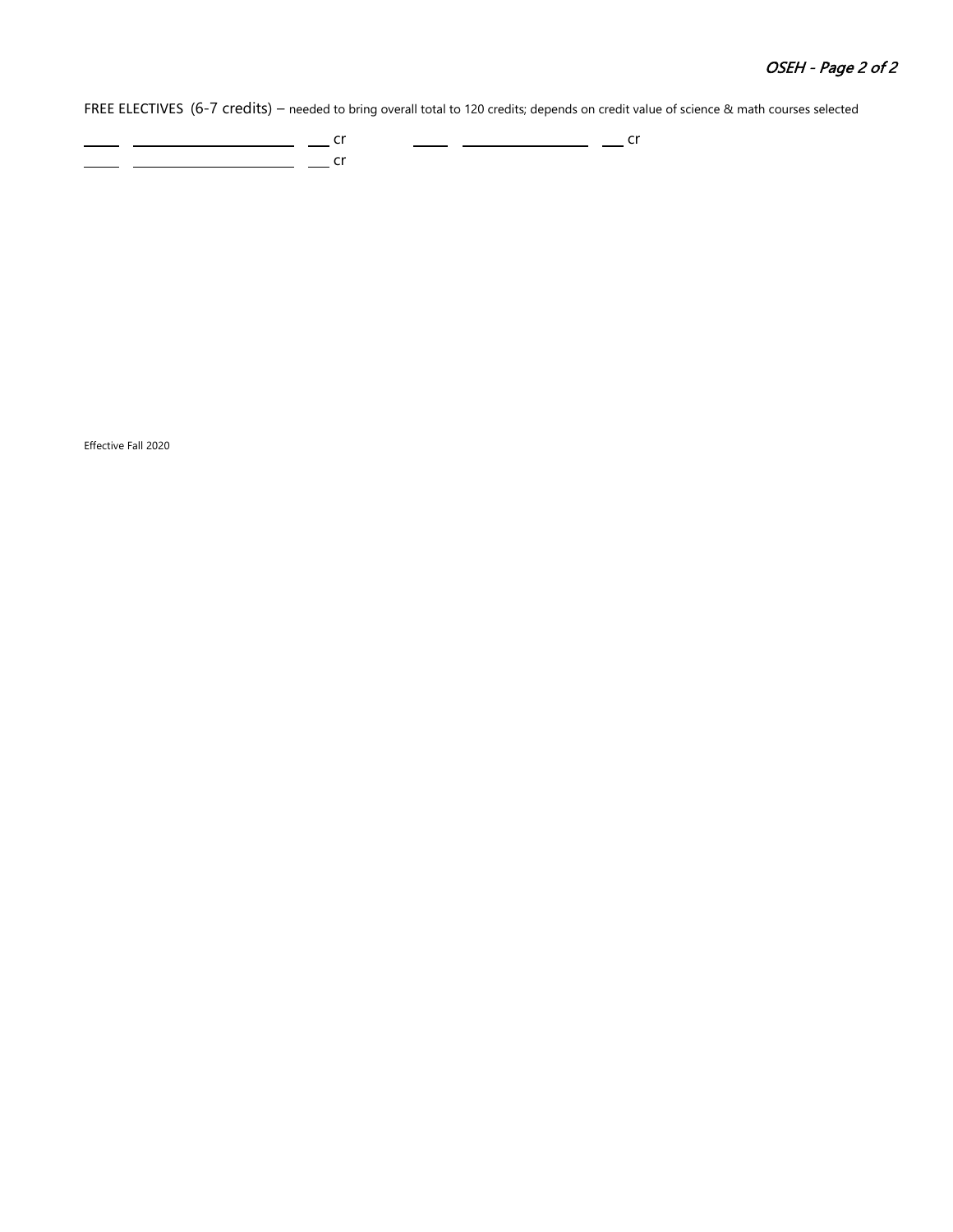FREE ELECTIVES (6-7 credits) – needed to bring overall total to 120 credits; depends on credit value of science & math courses selected

_____ ______________________ ___ cr    _____ __________________ ___ cr

_____ ______________________ ___ cr

Effective Fall 2020